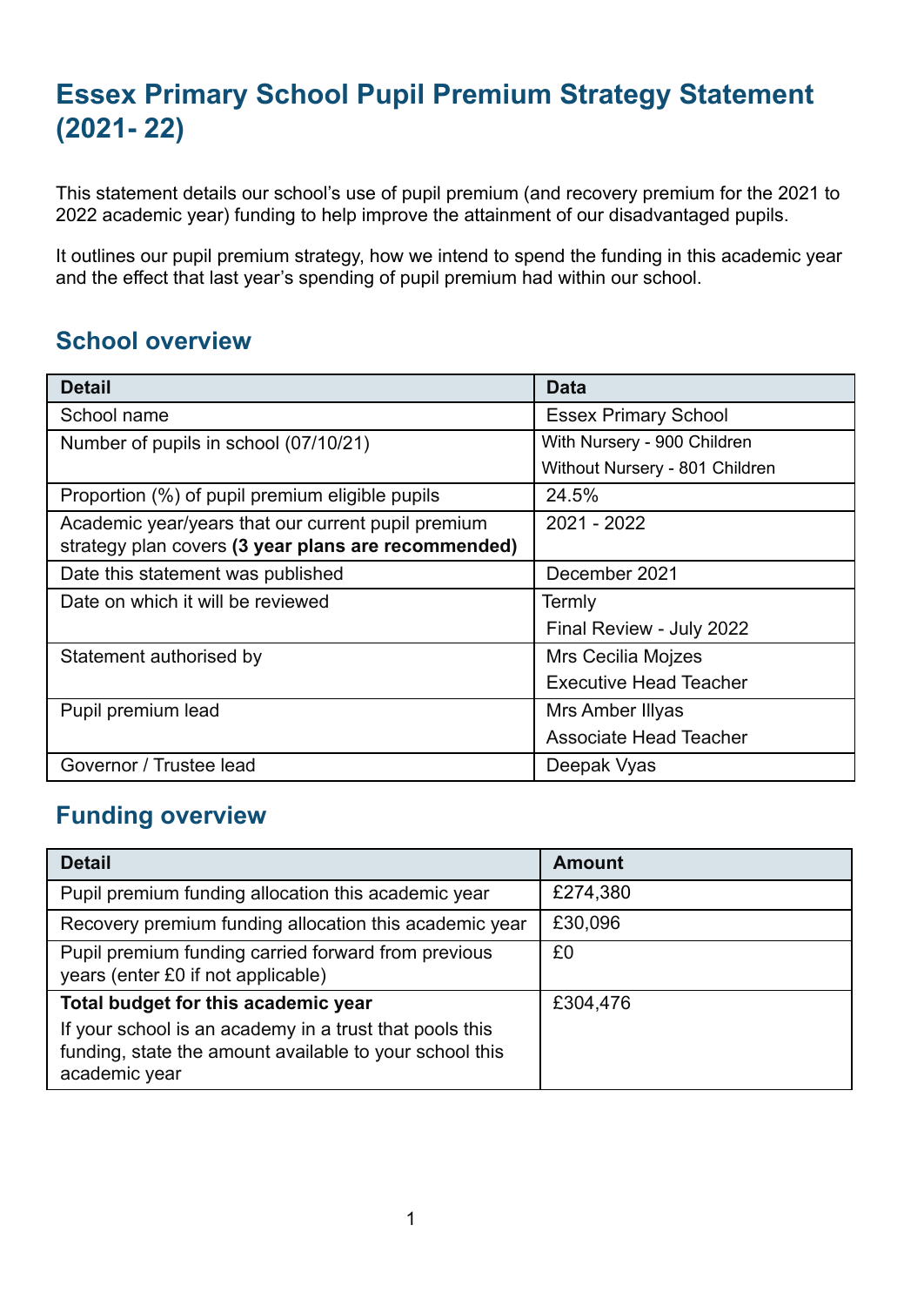# Essex Primary School Pupil Premium Strategy Statement (2021- 22)

This statement details our school's use of pupil premium (and recovery premium for the 2021 to 2022 academic year) funding to help improve the attainment of our disadvantaged pupils.

It outlines our pupil premium strategy, how we intend to spend the funding in this academic year and the effect that last year's spending of pupil premium had within our school.

## School overview

| Detail | Data |
|---|---|
| School name | Essex Primary School |
| Number of pupils in school (07/10/21) | With Nursery - 900 Children<br>Without Nursery - 801 Children |
| Proportion (%) of pupil premium eligible pupils | 24.5% |
| Academic year/years that our current pupil premium strategy plan covers **(3 year plans are recommended)** | 2021 - 2022 |
| Date this statement was published | December 2021 |
| Date on which it will be reviewed | Termly<br>Final Review - July 2022 |
| Statement authorised by | Mrs Cecilia Mojzes<br>Executive Head Teacher |
| Pupil premium lead | Mrs Amber Illyas<br>Associate Head Teacher |
| Governor / Trustee lead | Deepak Vyas |

## Funding overview

| Detail | Amount |
|---|---|
| Pupil premium funding allocation this academic year | £274,380 |
| Recovery premium funding allocation this academic year | £30,096 |
| Pupil premium funding carried forward from previous years (enter £0 if not applicable) | £0 |
| **Total budget for this academic year**<br>If your school is an academy in a trust that pools this funding, state the amount available to your school this academic year | £304,476 |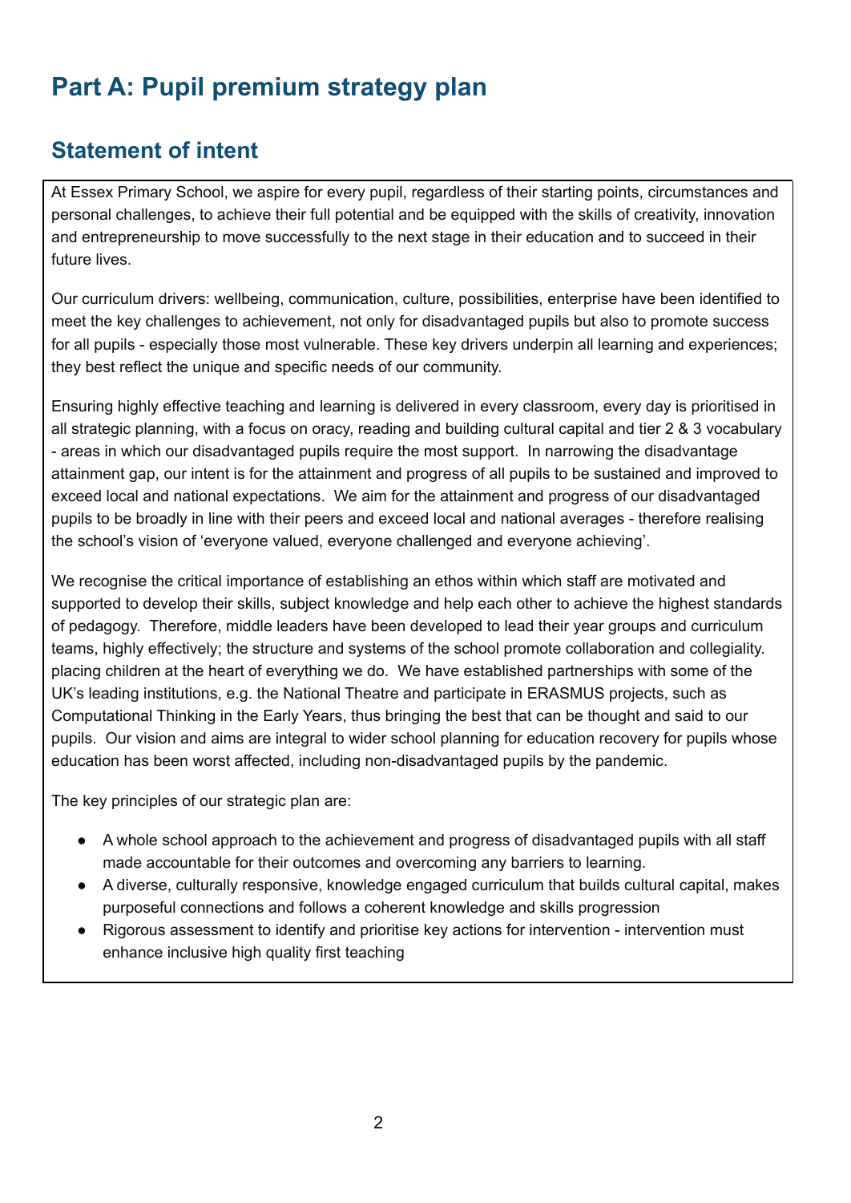# Part A: Pupil premium strategy plan

## Statement of intent

At Essex Primary School, we aspire for every pupil, regardless of their starting points, circumstances and personal challenges, to achieve their full potential and be equipped with the skills of creativity, innovation and entrepreneurship to move successfully to the next stage in their education and to succeed in their future lives.

Our curriculum drivers: wellbeing, communication, culture, possibilities, enterprise have been identified to meet the key challenges to achievement, not only for disadvantaged pupils but also to promote success for all pupils - especially those most vulnerable. These key drivers underpin all learning and experiences; they best reflect the unique and specific needs of our community.

Ensuring highly effective teaching and learning is delivered in every classroom, every day is prioritised in all strategic planning, with a focus on oracy, reading and building cultural capital and tier 2 & 3 vocabulary - areas in which our disadvantaged pupils require the most support. In narrowing the disadvantage attainment gap, our intent is for the attainment and progress of all pupils to be sustained and improved to exceed local and national expectations. We aim for the attainment and progress of our disadvantaged pupils to be broadly in line with their peers and exceed local and national averages - therefore realising the school's vision of 'everyone valued, everyone challenged and everyone achieving'.

We recognise the critical importance of establishing an ethos within which staff are motivated and supported to develop their skills, subject knowledge and help each other to achieve the highest standards of pedagogy. Therefore, middle leaders have been developed to lead their year groups and curriculum teams, highly effectively; the structure and systems of the school promote collaboration and collegiality. placing children at the heart of everything we do. We have established partnerships with some of the UK's leading institutions, e.g. the National Theatre and participate in ERASMUS projects, such as Computational Thinking in the Early Years, thus bringing the best that can be thought and said to our pupils. Our vision and aims are integral to wider school planning for education recovery for pupils whose education has been worst affected, including non-disadvantaged pupils by the pandemic.

The key principles of our strategic plan are:

- A whole school approach to the achievement and progress of disadvantaged pupils with all staff made accountable for their outcomes and overcoming any barriers to learning.
- A diverse, culturally responsive, knowledge engaged curriculum that builds cultural capital, makes purposeful connections and follows a coherent knowledge and skills progression
- Rigorous assessment to identify and prioritise key actions for intervention - intervention must enhance inclusive high quality first teaching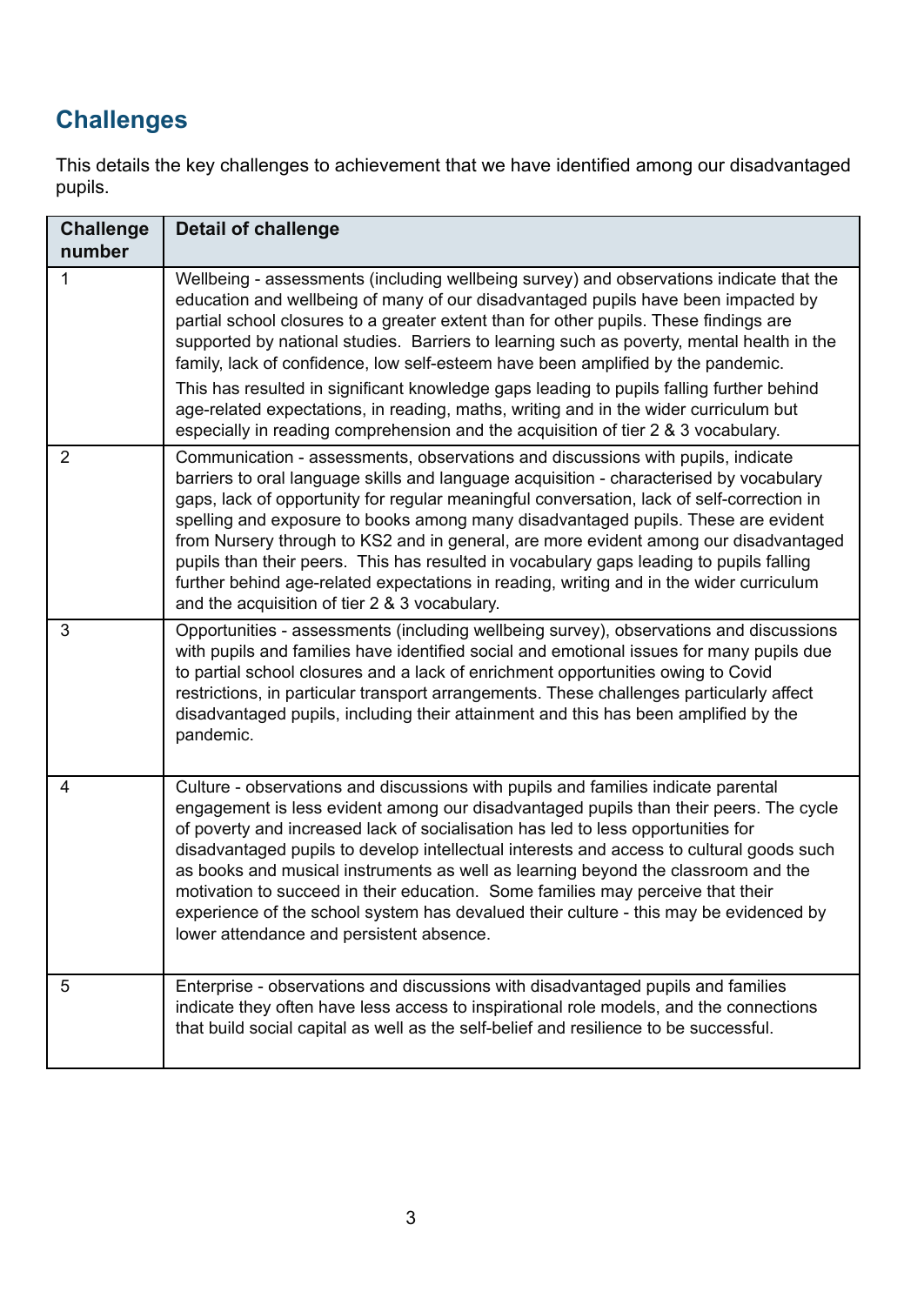## Challenges

This details the key challenges to achievement that we have identified among our disadvantaged pupils.

| Challenge number | Detail of challenge |
| --- | --- |
| 1 | Wellbeing - assessments (including wellbeing survey) and observations indicate that the education and wellbeing of many of our disadvantaged pupils have been impacted by partial school closures to a greater extent than for other pupils. These findings are supported by national studies. Barriers to learning such as poverty, mental health in the family, lack of confidence, low self-esteem have been amplified by the pandemic.<br>This has resulted in significant knowledge gaps leading to pupils falling further behind age-related expectations, in reading, maths, writing and in the wider curriculum but especially in reading comprehension and the acquisition of tier 2 & 3 vocabulary. |
| 2 | Communication - assessments, observations and discussions with pupils, indicate barriers to oral language skills and language acquisition - characterised by vocabulary gaps, lack of opportunity for regular meaningful conversation, lack of self-correction in spelling and exposure to books among many disadvantaged pupils. These are evident from Nursery through to KS2 and in general, are more evident among our disadvantaged pupils than their peers. This has resulted in vocabulary gaps leading to pupils falling further behind age-related expectations in reading, writing and in the wider curriculum and the acquisition of tier 2 & 3 vocabulary. |
| 3 | Opportunities - assessments (including wellbeing survey), observations and discussions with pupils and families have identified social and emotional issues for many pupils due to partial school closures and a lack of enrichment opportunities owing to Covid restrictions, in particular transport arrangements. These challenges particularly affect disadvantaged pupils, including their attainment and this has been amplified by the pandemic. |
| 4 | Culture - observations and discussions with pupils and families indicate parental engagement is less evident among our disadvantaged pupils than their peers. The cycle of poverty and increased lack of socialisation has led to less opportunities for disadvantaged pupils to develop intellectual interests and access to cultural goods such as books and musical instruments as well as learning beyond the classroom and the motivation to succeed in their education. Some families may perceive that their experience of the school system has devalued their culture - this may be evidenced by lower attendance and persistent absence. |
| 5 | Enterprise - observations and discussions with disadvantaged pupils and families indicate they often have less access to inspirational role models, and the connections that build social capital as well as the self-belief and resilience to be successful. |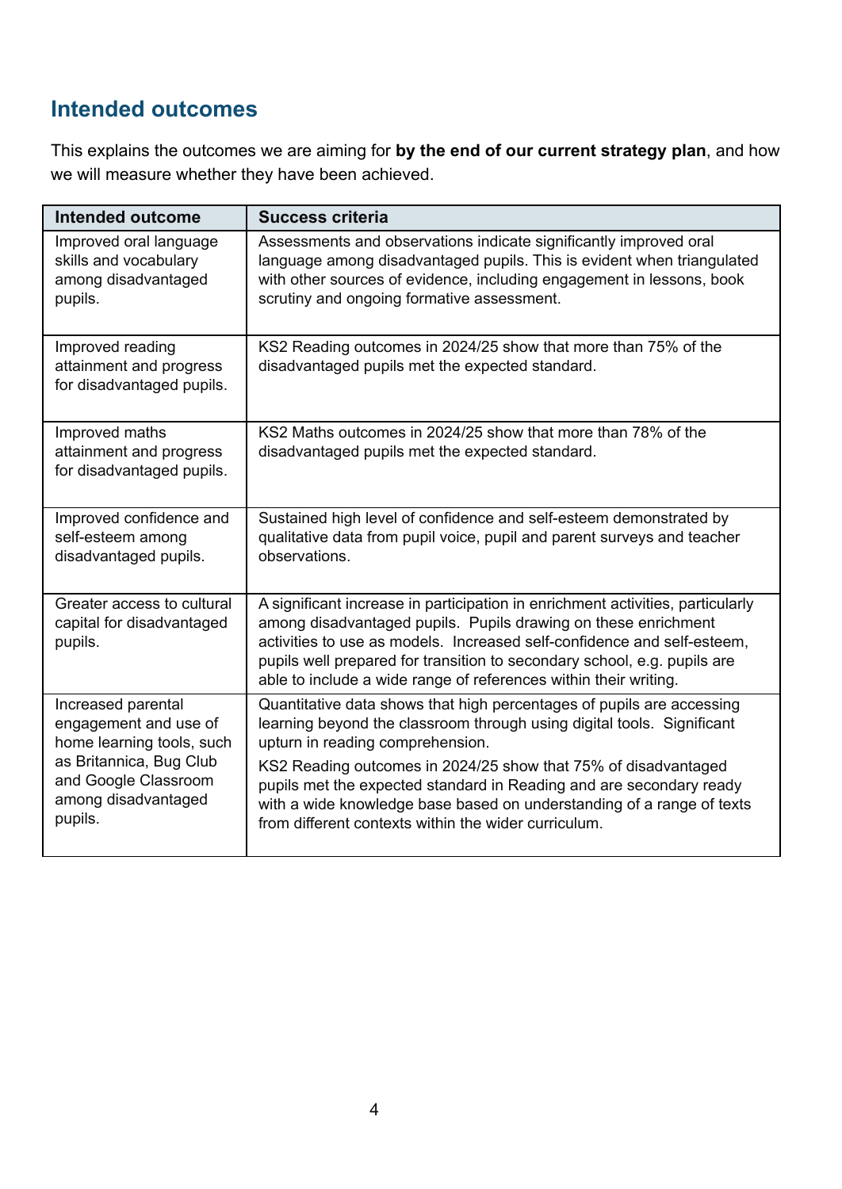## Intended outcomes

This explains the outcomes we are aiming for **by the end of our current strategy plan**, and how we will measure whether they have been achieved.

| Intended outcome | Success criteria |
|---|---|
| Improved oral language skills and vocabulary among disadvantaged pupils. | Assessments and observations indicate significantly improved oral language among disadvantaged pupils. This is evident when triangulated with other sources of evidence, including engagement in lessons, book scrutiny and ongoing formative assessment. |
| Improved reading attainment and progress for disadvantaged pupils. | KS2 Reading outcomes in 2024/25 show that more than 75% of the disadvantaged pupils met the expected standard. |
| Improved maths attainment and progress for disadvantaged pupils. | KS2 Maths outcomes in 2024/25 show that more than 78% of the disadvantaged pupils met the expected standard. |
| Improved confidence and self-esteem among disadvantaged pupils. | Sustained high level of confidence and self-esteem demonstrated by qualitative data from pupil voice, pupil and parent surveys and teacher observations. |
| Greater access to cultural capital for disadvantaged pupils. | A significant increase in participation in enrichment activities, particularly among disadvantaged pupils. Pupils drawing on these enrichment activities to use as models. Increased self-confidence and self-esteem, pupils well prepared for transition to secondary school, e.g. pupils are able to include a wide range of references within their writing. |
| Increased parental engagement and use of home learning tools, such as Britannica, Bug Club and Google Classroom among disadvantaged pupils. | Quantitative data shows that high percentages of pupils are accessing learning beyond the classroom through using digital tools. Significant upturn in reading comprehension.<br><br>KS2 Reading outcomes in 2024/25 show that 75% of disadvantaged pupils met the expected standard in Reading and are secondary ready with a wide knowledge base based on understanding of a range of texts from different contexts within the wider curriculum. |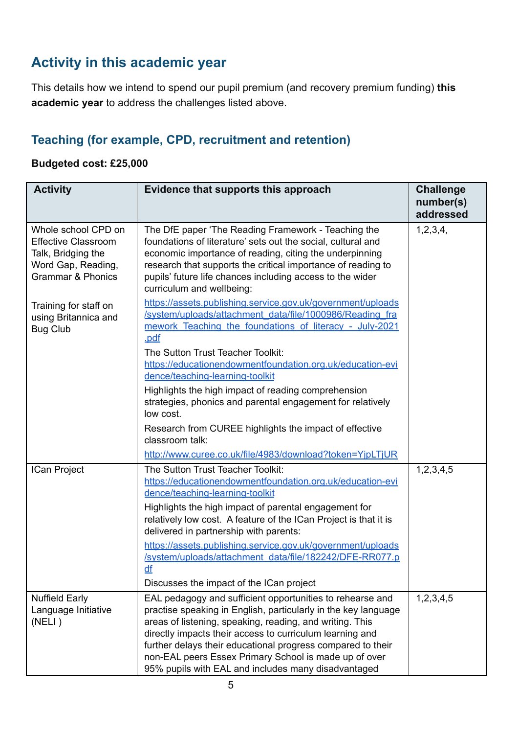## Activity in this academic year

This details how we intend to spend our pupil premium (and recovery premium funding) **this academic year** to address the challenges listed above.

### Teaching (for example, CPD, recruitment and retention)

**Budgeted cost: £25,000**

| Activity | Evidence that supports this approach | Challenge number(s) addressed |
|---|---|---|
| Whole school CPD on Effective Classroom Talk, Bridging the Word Gap, Reading, Grammar & Phonics<br><br>Training for staff on using Britannica and Bug Club | The DfE paper 'The Reading Framework - Teaching the foundations of literature' sets out the social, cultural and economic importance of reading, citing the underpinning research that supports the critical importance of reading to pupils' future life chances including access to the wider curriculum and wellbeing:<br>https://assets.publishing.service.gov.uk/government/uploads/system/uploads/attachment_data/file/1000986/Reading_framework_Teaching_the_foundations_of_literacy_-_July-2021.pdf<br>The Sutton Trust Teacher Toolkit:<br>https://educationendowmentfoundation.org.uk/education-evidence/teaching-learning-toolkit<br>Highlights the high impact of reading comprehension strategies, phonics and parental engagement for relatively low cost.<br>Research from CUREE highlights the impact of effective classroom talk:<br>http://www.curee.co.uk/file/4983/download?token=YjpLTjUR | 1,2,3,4, |
| ICan Project | The Sutton Trust Teacher Toolkit:<br>https://educationendowmentfoundation.org.uk/education-evidence/teaching-learning-toolkit<br>Highlights the high impact of parental engagement for relatively low cost. A feature of the ICan Project is that it is delivered in partnership with parents:<br>https://assets.publishing.service.gov.uk/government/uploads/system/uploads/attachment_data/file/182242/DFE-RR077.pdf<br>Discusses the impact of the ICan project | 1,2,3,4,5 |
| Nuffield Early Language Initiative (NELI ) | EAL pedagogy and sufficient opportunities to rehearse and practise speaking in English, particularly in the key language areas of listening, speaking, reading, and writing. This directly impacts their access to curriculum learning and further delays their educational progress compared to their non-EAL peers Essex Primary School is made up of over 95% pupils with EAL and includes many disadvantaged | 1,2,3,4,5 |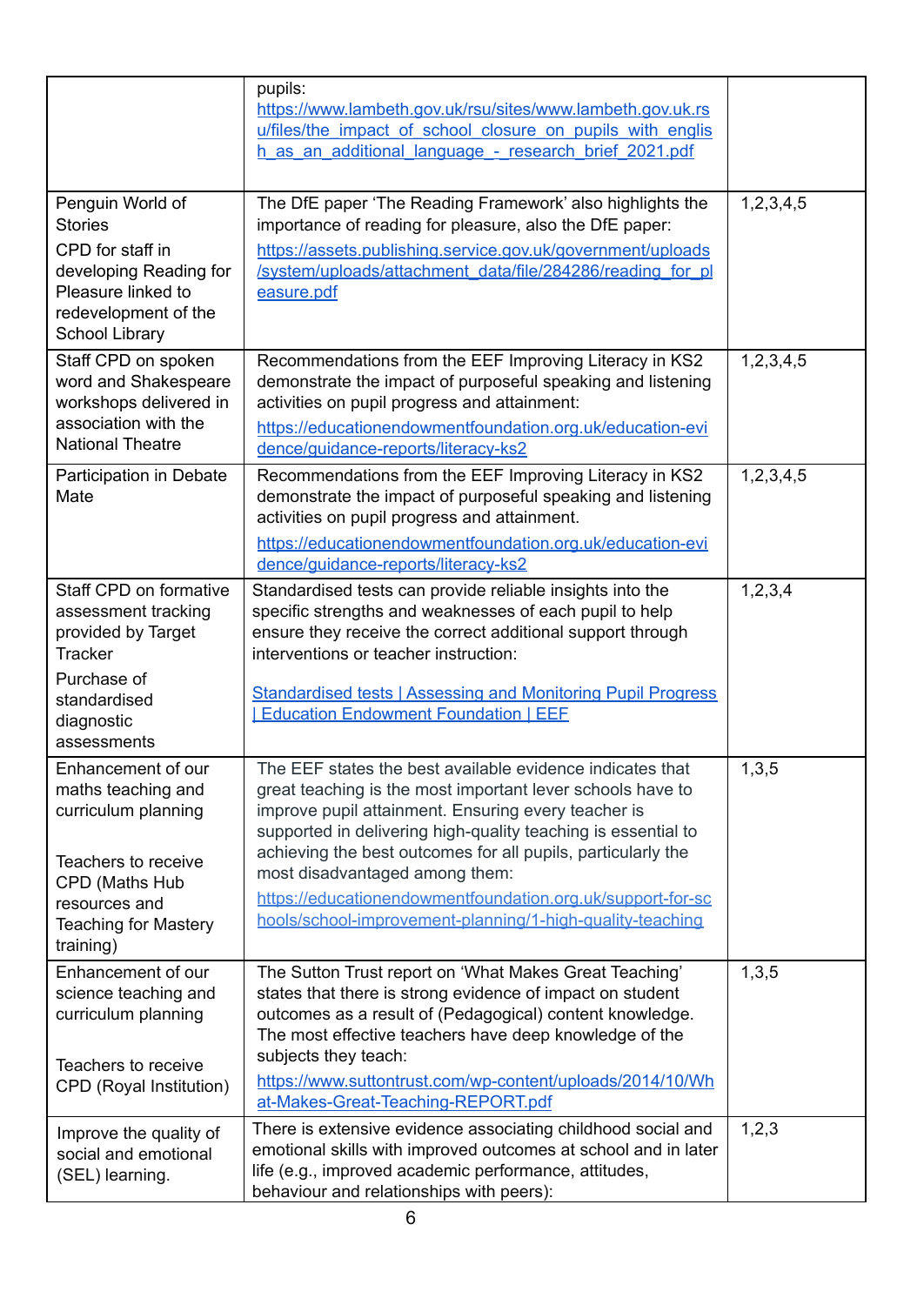| | | |
|---|---|---|
| | pupils: https://www.lambeth.gov.uk/rsu/sites/www.lambeth.gov.uk.rsu/files/the_impact_of_school_closure_on_pupils_with_english_as_an_additional_language_-_research_brief_2021.pdf | |
| Penguin World of Stories<br>CPD for staff in developing Reading for Pleasure linked to redevelopment of the School Library | The DfE paper 'The Reading Framework' also highlights the importance of reading for pleasure, also the DfE paper:<br>https://assets.publishing.service.gov.uk/government/uploads/system/uploads/attachment_data/file/284286/reading_for_pleasure.pdf | 1,2,3,4,5 |
| Staff CPD on spoken word and Shakespeare workshops delivered in association with the National Theatre | Recommendations from the EEF Improving Literacy in KS2 demonstrate the impact of purposeful speaking and listening activities on pupil progress and attainment:<br>https://educationendowmentfoundation.org.uk/education-evidence/guidance-reports/literacy-ks2 | 1,2,3,4,5 |
| Participation in Debate Mate | Recommendations from the EEF Improving Literacy in KS2 demonstrate the impact of purposeful speaking and listening activities on pupil progress and attainment.<br>https://educationendowmentfoundation.org.uk/education-evidence/guidance-reports/literacy-ks2 | 1,2,3,4,5 |
| Staff CPD on formative assessment tracking provided by Target Tracker<br>Purchase of standardised diagnostic assessments | Standardised tests can provide reliable insights into the specific strengths and weaknesses of each pupil to help ensure they receive the correct additional support through interventions or teacher instruction:<br><br>Standardised tests \| Assessing and Monitoring Pupil Progress \| Education Endowment Foundation \| EEF | 1,2,3,4 |
| Enhancement of our maths teaching and curriculum planning<br><br>Teachers to receive CPD (Maths Hub resources and Teaching for Mastery training) | The EEF states the best available evidence indicates that great teaching is the most important lever schools have to improve pupil attainment. Ensuring every teacher is supported in delivering high-quality teaching is essential to achieving the best outcomes for all pupils, particularly the most disadvantaged among them:<br>https://educationendowmentfoundation.org.uk/support-for-schools/school-improvement-planning/1-high-quality-teaching | 1,3,5 |
| Enhancement of our science teaching and curriculum planning<br><br>Teachers to receive CPD (Royal Institution) | The Sutton Trust report on 'What Makes Great Teaching' states that there is strong evidence of impact on student outcomes as a result of (Pedagogical) content knowledge. The most effective teachers have deep knowledge of the subjects they teach:<br>https://www.suttontrust.com/wp-content/uploads/2014/10/What-Makes-Great-Teaching-REPORT.pdf | 1,3,5 |
| Improve the quality of social and emotional (SEL) learning. | There is extensive evidence associating childhood social and emotional skills with improved outcomes at school and in later life (e.g., improved academic performance, attitudes, behaviour and relationships with peers): | 1,2,3 |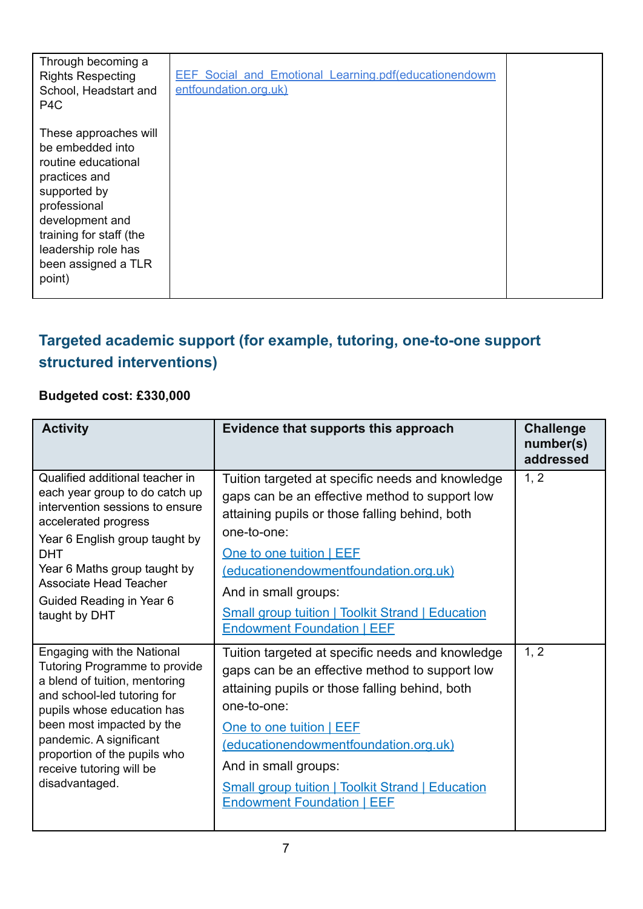| | | |
|---|---|---|
| Through becoming a Rights Respecting School, Headstart and P4C<br><br>These approaches will be embedded into routine educational practices and supported by professional development and training for staff (the leadership role has been assigned a TLR point) | [EEF_Social_and_Emotional_Learning.pdf(educationendowmentfoundation.org.uk)]() | |

## Targeted academic support (for example, tutoring, one-to-one support structured interventions)

**Budgeted cost: £330,000**

| Activity | Evidence that supports this approach | Challenge number(s) addressed |
|---|---|---|
| Qualified additional teacher in each year group to do catch up intervention sessions to ensure accelerated progress<br>Year 6 English group taught by DHT<br>Year 6 Maths group taught by Associate Head Teacher<br>Guided Reading in Year 6 taught by DHT | Tuition targeted at specific needs and knowledge gaps can be an effective method to support low attaining pupils or those falling behind, both one-to-one:<br>[One to one tuition \| EEF (educationendowmentfoundation.org.uk)]()<br>And in small groups:<br>[Small group tuition \| Toolkit Strand \| Education Endowment Foundation \| EEF]() | 1, 2 |
| Engaging with the National Tutoring Programme to provide a blend of tuition, mentoring and school-led tutoring for pupils whose education has been most impacted by the pandemic. A significant proportion of the pupils who receive tutoring will be disadvantaged. | Tuition targeted at specific needs and knowledge gaps can be an effective method to support low attaining pupils or those falling behind, both one-to-one:<br>[One to one tuition \| EEF (educationendowmentfoundation.org.uk)]()<br>And in small groups:<br>[Small group tuition \| Toolkit Strand \| Education Endowment Foundation \| EEF]() | 1, 2 |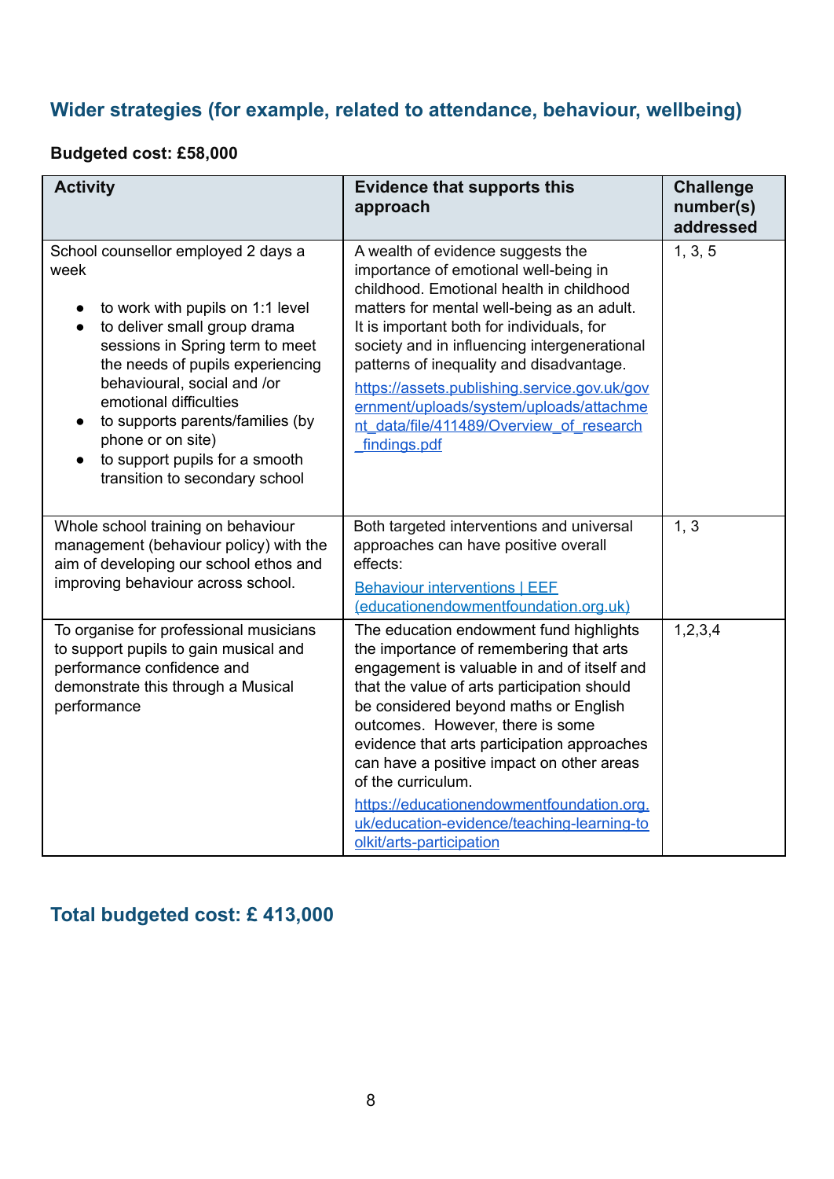## Wider strategies (for example, related to attendance, behaviour, wellbeing)

**Budgeted cost: £58,000**

| Activity | Evidence that supports this approach | Challenge number(s) addressed |
|---|---|---|
| School counsellor employed 2 days a week<br><br>• to work with pupils on 1:1 level<br>• to deliver small group drama sessions in Spring term to meet the needs of pupils experiencing behavioural, social and /or emotional difficulties<br>• to supports parents/families (by phone or on site)<br>• to support pupils for a smooth transition to secondary school | A wealth of evidence suggests the importance of emotional well-being in childhood. Emotional health in childhood matters for mental well-being as an adult. It is important both for individuals, for society and in influencing intergenerational patterns of inequality and disadvantage.<br>[https://assets.publishing.service.gov.uk/government/uploads/system/uploads/attachment_data/file/411489/Overview_of_research_findings.pdf](https://assets.publishing.service.gov.uk/government/uploads/system/uploads/attachment_data/file/411489/Overview_of_research_findings.pdf) | 1, 3, 5 |
| Whole school training on behaviour management (behaviour policy) with the aim of developing our school ethos and improving behaviour across school. | Both targeted interventions and universal approaches can have positive overall effects:<br>[Behaviour interventions \| EEF (educationendowmentfoundation.org.uk)](https://educationendowmentfoundation.org.uk) | 1, 3 |
| To organise for professional musicians to support pupils to gain musical and performance confidence and demonstrate this through a Musical performance | The education endowment fund highlights the importance of remembering that arts engagement is valuable in and of itself and that the value of arts participation should be considered beyond maths or English outcomes. However, there is some evidence that arts participation approaches can have a positive impact on other areas of the curriculum.<br>[https://educationendowmentfoundation.org.uk/education-evidence/teaching-learning-toolkit/arts-participation](https://educationendowmentfoundation.org.uk/education-evidence/teaching-learning-toolkit/arts-participation) | 1,2,3,4 |

## Total budgeted cost: £ 413,000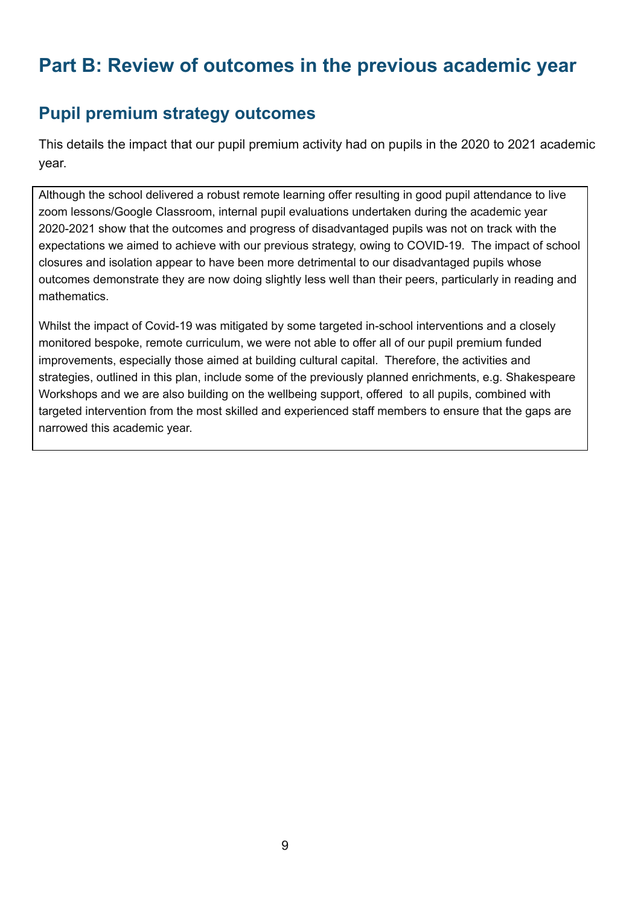# Part B: Review of outcomes in the previous academic year

## Pupil premium strategy outcomes

This details the impact that our pupil premium activity had on pupils in the 2020 to 2021 academic year.

Although the school delivered a robust remote learning offer resulting in good pupil attendance to live zoom lessons/Google Classroom, internal pupil evaluations undertaken during the academic year 2020-2021 show that the outcomes and progress of disadvantaged pupils was not on track with the expectations we aimed to achieve with our previous strategy, owing to COVID-19. The impact of school closures and isolation appear to have been more detrimental to our disadvantaged pupils whose outcomes demonstrate they are now doing slightly less well than their peers, particularly in reading and mathematics.

Whilst the impact of Covid-19 was mitigated by some targeted in-school interventions and a closely monitored bespoke, remote curriculum, we were not able to offer all of our pupil premium funded improvements, especially those aimed at building cultural capital. Therefore, the activities and strategies, outlined in this plan, include some of the previously planned enrichments, e.g. Shakespeare Workshops and we are also building on the wellbeing support, offered to all pupils, combined with targeted intervention from the most skilled and experienced staff members to ensure that the gaps are narrowed this academic year.